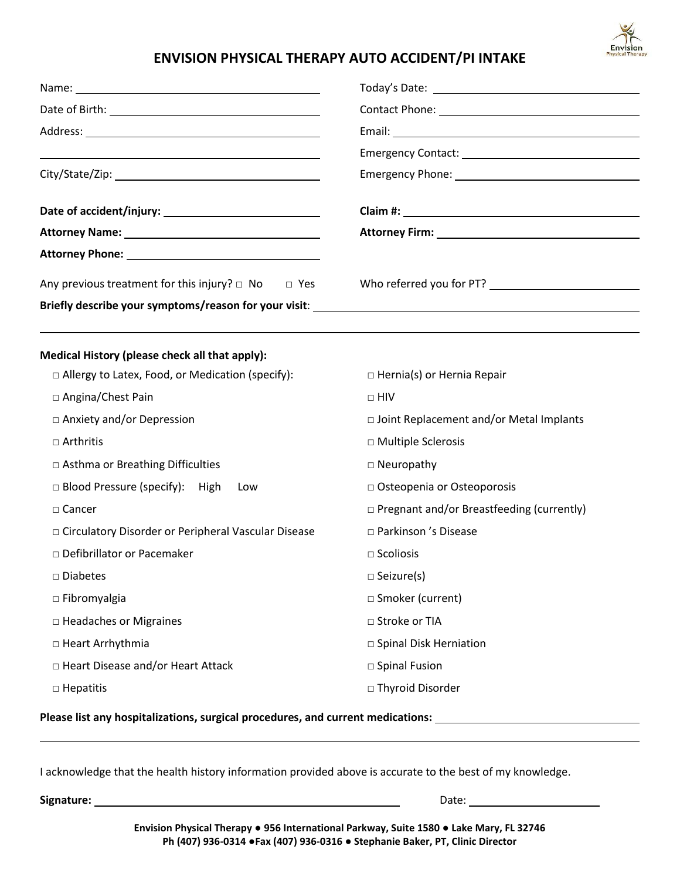# ENVISION PHYSICAL THERAPY AUTO ACCIDENT/PI INTAKE

Name: ______________________________

Today's Date: ______________________________

Date of Birth: ______________________________

Contact Phone: ______________________________

Address: ______________________________

Email: ______________________________

______________________________

Emergency Contact: ______________________________

City/State/Zip: ______________________________

Emergency Phone: ______________________________

**Date of accident/injury:** ______________________________

**Claim #:** ______________________________

**Attorney Name:** ______________________________

**Attorney Firm:** ______________________________

**Attorney Phone:** ______________________________

Any previous treatment for this injury? □ No □ Yes

Who referred you for PT? ______________________________

**Briefly describe your symptoms/reason for your visit**: ______________________________

______________________________

**Medical History (please check all that apply):**

- □ Allergy to Latex, Food, or Medication (specify):
- □ Angina/Chest Pain
- □ Anxiety and/or Depression
- □ Arthritis
- □ Asthma or Breathing Difficulties
- □ Blood Pressure (specify): High Low
- □ Cancer
- □ Circulatory Disorder or Peripheral Vascular Disease
- □ Defibrillator or Pacemaker
- □ Diabetes
- □ Fibromyalgia
- □ Headaches or Migraines
- □ Heart Arrhythmia
- □ Heart Disease and/or Heart Attack
- □ Hepatitis
- □ Hernia(s) or Hernia Repair
- □ HIV
- □ Joint Replacement and/or Metal Implants
- □ Multiple Sclerosis
- □ Neuropathy
- □ Osteopenia or Osteoporosis
- □ Pregnant and/or Breastfeeding (currently)
- □ Parkinson 's Disease
- □ Scoliosis
- □ Seizure(s)
- □ Smoker (current)
- □ Stroke or TIA
- □ Spinal Disk Herniation
- □ Spinal Fusion
- □ Thyroid Disorder

**Please list any hospitalizations, surgical procedures, and current medications:** ______________________________

______________________________

I acknowledge that the health history information provided above is accurate to the best of my knowledge.

**Signature:** ______________________________ Date: ______________________________

**Envision Physical Therapy ● 956 International Parkway, Suite 1580 ● Lake Mary, FL 32746**
**Ph (407) 936-0314 ●Fax (407) 936-0316 ● Stephanie Baker, PT, Clinic Director**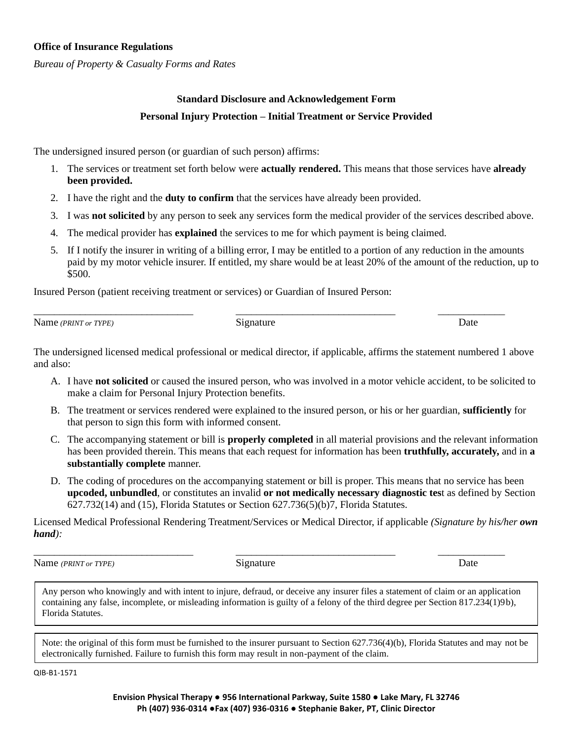**Office of Insurance Regulations**

*Bureau of Property & Casualty Forms and Rates*

**Standard Disclosure and Acknowledgement Form**

**Personal Injury Protection – Initial Treatment or Service Provided**

The undersigned insured person (or guardian of such person) affirms:

1. The services or treatment set forth below were **actually rendered.** This means that those services have **already been provided.**
2. I have the right and the **duty to confirm** that the services have already been provided.
3. I was **not solicited** by any person to seek any services form the medical provider of the services described above.
4. The medical provider has **explained** the services to me for which payment is being claimed.
5. If I notify the insurer in writing of a billing error, I may be entitled to a portion of any reduction in the amounts paid by my motor vehicle insurer. If entitled, my share would be at least 20% of the amount of the reduction, up to $500.

Insured Person (patient receiving treatment or services) or Guardian of Insured Person:

| _______________________________ | _______________________________ | _____________ |
|---|---|---|
| Name *(PRINT or TYPE)* | Signature | Date |

The undersigned licensed medical professional or medical director, if applicable, affirms the statement numbered 1 above and also:

A. I have **not solicited** or caused the insured person, who was involved in a motor vehicle accident, to be solicited to make a claim for Personal Injury Protection benefits.

B. The treatment or services rendered were explained to the insured person, or his or her guardian, **sufficiently** for that person to sign this form with informed consent.

C. The accompanying statement or bill is **properly completed** in all material provisions and the relevant information has been provided therein. This means that each request for information has been **truthfully, accurately,** and in **a substantially complete** manner.

D. The coding of procedures on the accompanying statement or bill is proper. This means that no service has been **upcoded, unbundled**, or constitutes an invalid **or not medically necessary diagnostic tes**t as defined by Section 627.732(14) and (15), Florida Statutes or Section 627.736(5)(b)7, Florida Statutes.

Licensed Medical Professional Rendering Treatment/Services or Medical Director, if applicable *(Signature by his/her **own hand**):*

| _______________________________ | _______________________________ | _____________ |
|---|---|---|
| Name *(PRINT or TYPE)* | Signature | Date |

Any person who knowingly and with intent to injure, defraud, or deceive any insurer files a statement of claim or an application containing any false, incomplete, or misleading information is guilty of a felony of the third degree per Section 817.234(1)9b), Florida Statutes.

Note: the original of this form must be furnished to the insurer pursuant to Section 627.736(4)(b), Florida Statutes and may not be electronically furnished. Failure to furnish this form may result in non-payment of the claim.

QIB-B1-1571

**Envision Physical Therapy ● 956 International Parkway, Suite 1580 ● Lake Mary, FL 32746**
**Ph (407) 936-0314 ●Fax (407) 936-0316 ● Stephanie Baker, PT, Clinic Director**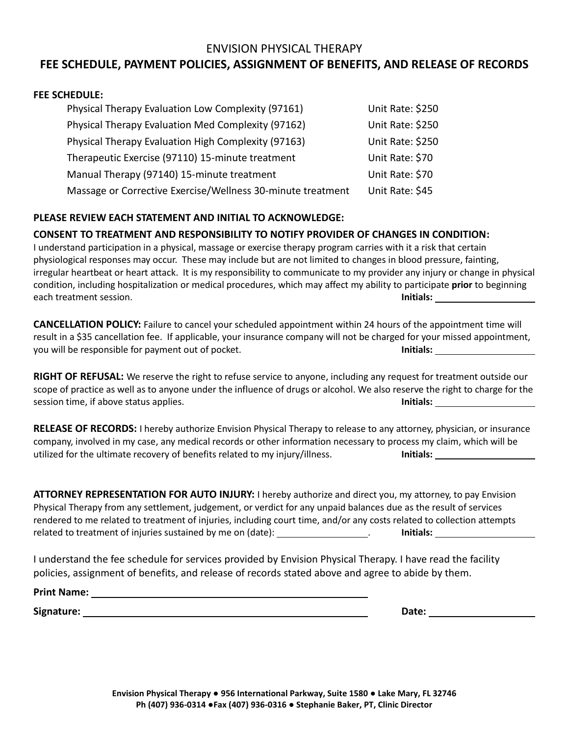ENVISION PHYSICAL THERAPY

# FEE SCHEDULE, PAYMENT POLICIES, ASSIGNMENT OF BENEFITS, AND RELEASE OF RECORDS

**FEE SCHEDULE:**

| Service | Rate |
|---|---|
| Physical Therapy Evaluation Low Complexity (97161) | Unit Rate: $250 |
| Physical Therapy Evaluation Med Complexity (97162) | Unit Rate: $250 |
| Physical Therapy Evaluation High Complexity (97163) | Unit Rate: $250 |
| Therapeutic Exercise (97110) 15-minute treatment | Unit Rate: $70 |
| Manual Therapy (97140) 15-minute treatment | Unit Rate: $70 |
| Massage or Corrective Exercise/Wellness 30-minute treatment | Unit Rate: $45 |

**PLEASE REVIEW EACH STATEMENT AND INITIAL TO ACKNOWLEDGE:**

**CONSENT TO TREATMENT AND RESPONSIBILITY TO NOTIFY PROVIDER OF CHANGES IN CONDITION:**
I understand participation in a physical, massage or exercise therapy program carries with it a risk that certain physiological responses may occur. These may include but are not limited to changes in blood pressure, fainting, irregular heartbeat or heart attack. It is my responsibility to communicate to my provider any injury or change in physical condition, including hospitalization or medical procedures, which may affect my ability to participate **prior** to beginning each treatment session. **Initials:** ____________

**CANCELLATION POLICY:** Failure to cancel your scheduled appointment within 24 hours of the appointment time will result in a $35 cancellation fee. If applicable, your insurance company will not be charged for your missed appointment, you will be responsible for payment out of pocket. **Initials:** ____________

**RIGHT OF REFUSAL:** We reserve the right to refuse service to anyone, including any request for treatment outside our scope of practice as well as to anyone under the influence of drugs or alcohol. We also reserve the right to charge for the session time, if above status applies. **Initials:** ____________

**RELEASE OF RECORDS:** I hereby authorize Envision Physical Therapy to release to any attorney, physician, or insurance company, involved in my case, any medical records or other information necessary to process my claim, which will be utilized for the ultimate recovery of benefits related to my injury/illness. **Initials:** ____________

**ATTORNEY REPRESENTATION FOR AUTO INJURY:** I hereby authorize and direct you, my attorney, to pay Envision Physical Therapy from any settlement, judgement, or verdict for any unpaid balances due as the result of services rendered to me related to treatment of injuries, including court time, and/or any costs related to collection attempts related to treatment of injuries sustained by me on (date): ____________. **Initials:** ____________

I understand the fee schedule for services provided by Envision Physical Therapy. I have read the facility policies, assignment of benefits, and release of records stated above and agree to abide by them.

**Print Name:** ______________________________

**Signature:** ______________________________ **Date:** ____________

**Envision Physical Therapy ● 956 International Parkway, Suite 1580 ● Lake Mary, FL 32746**
**Ph (407) 936-0314 ●Fax (407) 936-0316 ● Stephanie Baker, PT, Clinic Director**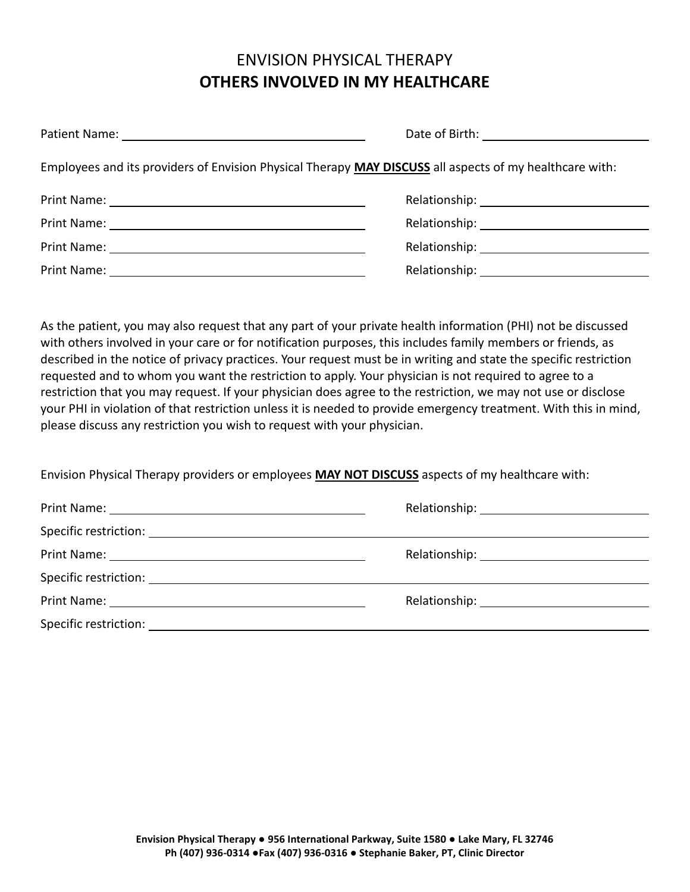# ENVISION PHYSICAL THERAPY

## OTHERS INVOLVED IN MY HEALTHCARE

Patient Name: ______________________________ Date of Birth: ____________________

Employees and its providers of Envision Physical Therapy **MAY DISCUSS** all aspects of my healthcare with:

Print Name: ______________________________ Relationship: ____________________

Print Name: ______________________________ Relationship: ____________________

Print Name: ______________________________ Relationship: ____________________

Print Name: ______________________________ Relationship: ____________________

As the patient, you may also request that any part of your private health information (PHI) not be discussed with others involved in your care or for notification purposes, this includes family members or friends, as described in the notice of privacy practices. Your request must be in writing and state the specific restriction requested and to whom you want the restriction to apply. Your physician is not required to agree to a restriction that you may request. If your physician does agree to the restriction, we may not use or disclose your PHI in violation of that restriction unless it is needed to provide emergency treatment. With this in mind, please discuss any restriction you wish to request with your physician.

Envision Physical Therapy providers or employees **MAY NOT DISCUSS** aspects of my healthcare with:

Print Name: ______________________________ Relationship: ____________________

Specific restriction: ________________________________________________________

Print Name: ______________________________ Relationship: ____________________

Specific restriction: ________________________________________________________

Print Name: ______________________________ Relationship: ____________________

Specific restriction: ________________________________________________________

**Envision Physical Therapy ● 956 International Parkway, Suite 1580 ● Lake Mary, FL 32746**
**Ph (407) 936-0314 ●Fax (407) 936-0316 ● Stephanie Baker, PT, Clinic Director**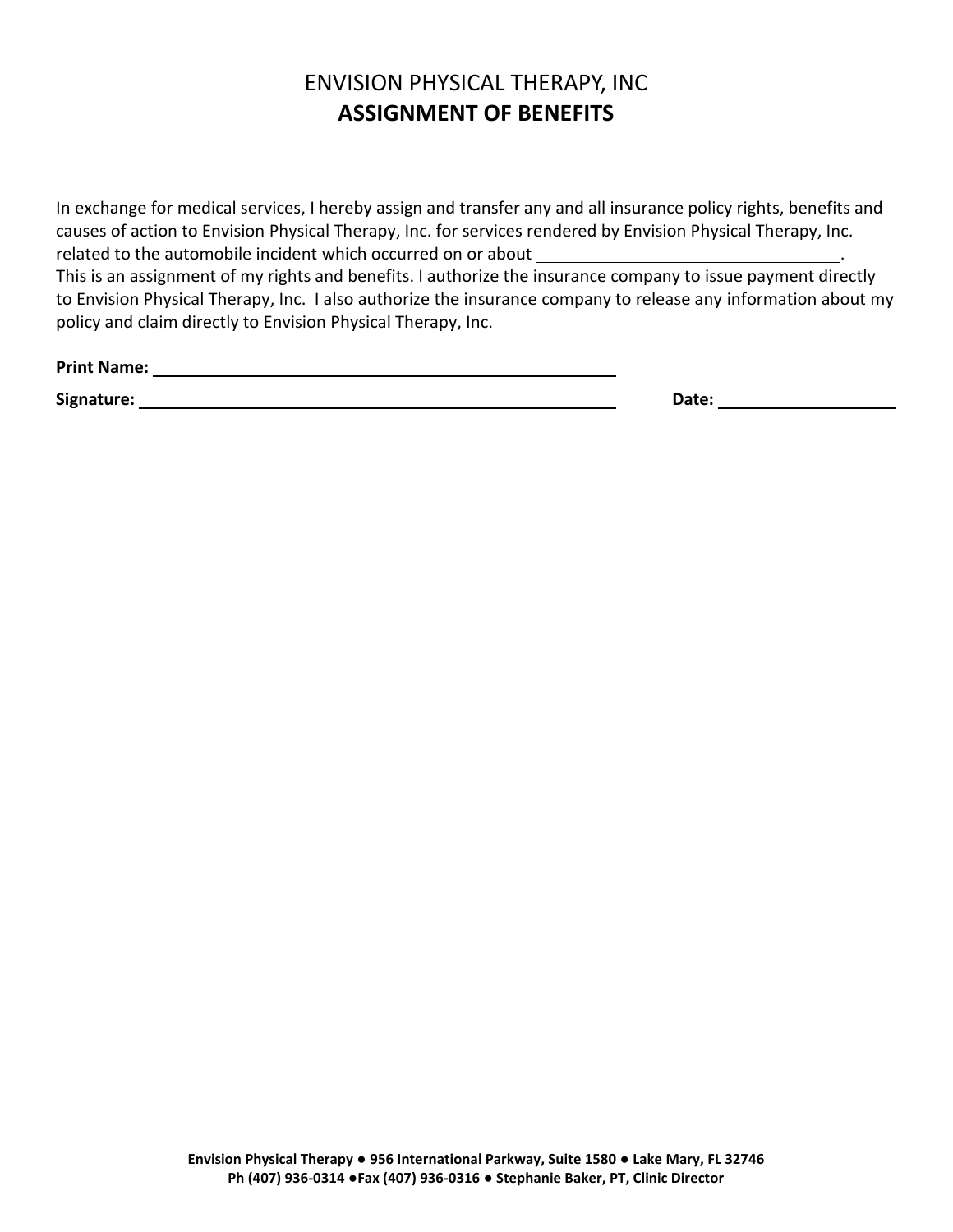# ENVISION PHYSICAL THERAPY, INC

## ASSIGNMENT OF BENEFITS

In exchange for medical services, I hereby assign and transfer any and all insurance policy rights, benefits and causes of action to Envision Physical Therapy, Inc. for services rendered by Envision Physical Therapy, Inc. related to the automobile incident which occurred on or about ________________________________.
This is an assignment of my rights and benefits. I authorize the insurance company to issue payment directly to Envision Physical Therapy, Inc. I also authorize the insurance company to release any information about my policy and claim directly to Envision Physical Therapy, Inc.

**Print Name:** ________________________________________________

**Signature:** ________________________________________________ **Date:** ____________________

**Envision Physical Therapy ● 956 International Parkway, Suite 1580 ● Lake Mary, FL 32746**
**Ph (407) 936-0314 ●Fax (407) 936-0316 ● Stephanie Baker, PT, Clinic Director**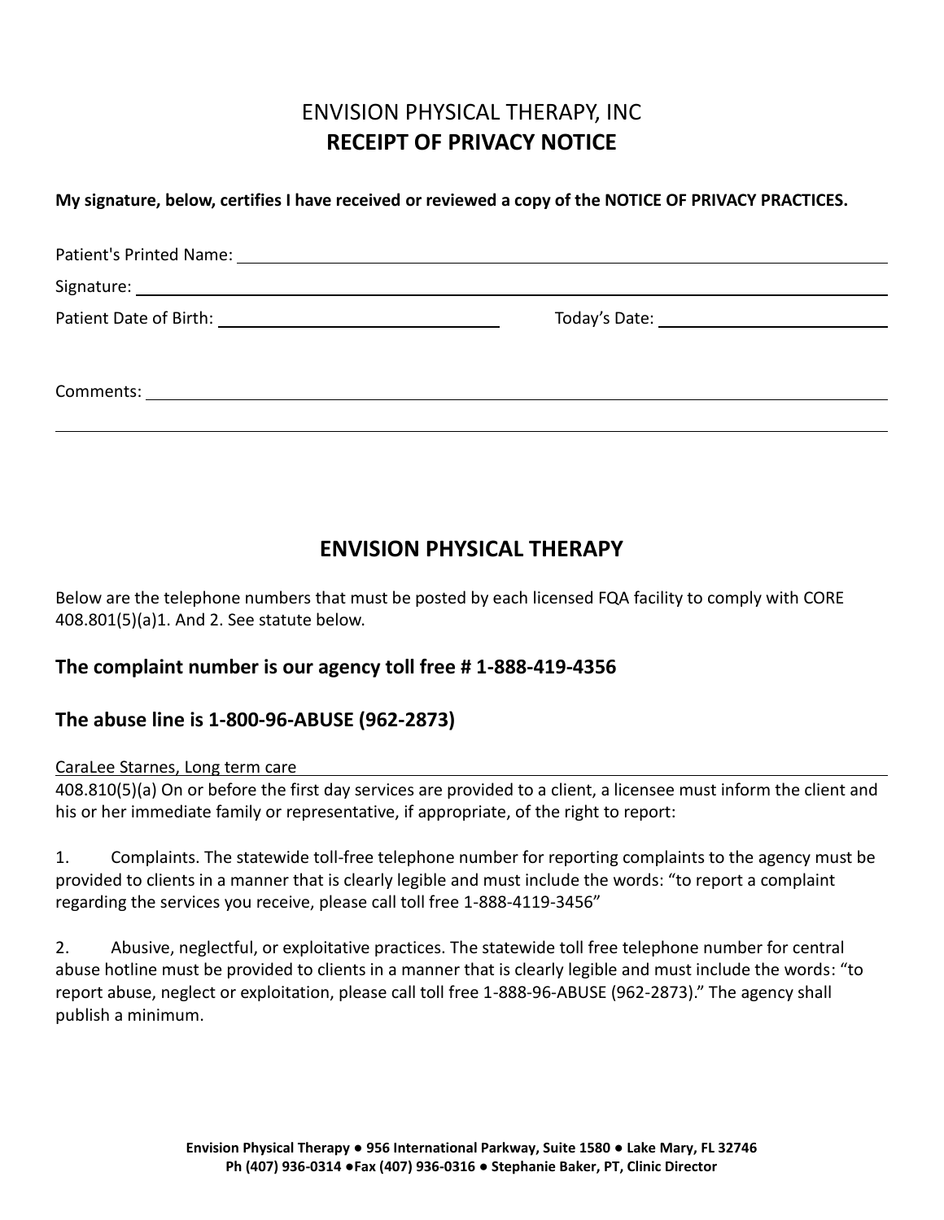# ENVISION PHYSICAL THERAPY, INC
# RECEIPT OF PRIVACY NOTICE

**My signature, below, certifies I have received or reviewed a copy of the NOTICE OF PRIVACY PRACTICES.**

Patient's Printed Name: ______________________________

Signature: ______________________________

Patient Date of Birth: ______________________________ Today's Date: ______________________________

Comments: ______________________________

______________________________

## ENVISION PHYSICAL THERAPY

Below are the telephone numbers that must be posted by each licensed FQA facility to comply with CORE 408.801(5)(a)1. And 2. See statute below.

### The complaint number is our agency toll free # 1-888-419-4356

### The abuse line is 1-800-96-ABUSE (962-2873)

CaraLee Starnes, Long term care

408.810(5)(a) On or before the first day services are provided to a client, a licensee must inform the client and his or her immediate family or representative, if appropriate, of the right to report:

1. Complaints. The statewide toll-free telephone number for reporting complaints to the agency must be provided to clients in a manner that is clearly legible and must include the words: "to report a complaint regarding the services you receive, please call toll free 1-888-4119-3456"

2. Abusive, neglectful, or exploitative practices. The statewide toll free telephone number for central abuse hotline must be provided to clients in a manner that is clearly legible and must include the words: "to report abuse, neglect or exploitation, please call toll free 1-888-96-ABUSE (962-2873)." The agency shall publish a minimum.

**Envision Physical Therapy ● 956 International Parkway, Suite 1580 ● Lake Mary, FL 32746**
**Ph (407) 936-0314 ●Fax (407) 936-0316 ● Stephanie Baker, PT, Clinic Director**